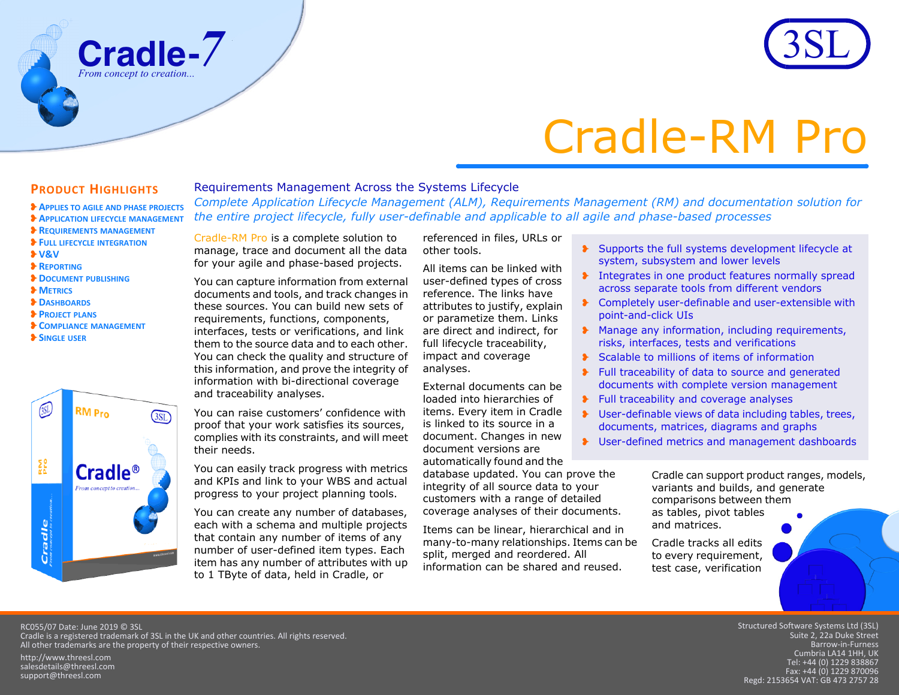# Cradle-RM Pro

## Product Highlights

- Applies to Agile and Phase Projects
- Application Lifecycle Management
- Requirements Management
- Full Lifecycle Integration
- V&V
- Reporting
- Document Publishing
- Metrics
- Dashboards
- Project Plans
- Compliance Management
- Single User

## Requirements Management Across the Systems Lifecycle

*Complete Application Lifecycle Management (ALM), Requirements Management (RM) and documentation solution for the entire project lifecycle, fully user-definable and applicable to all agile and phase-based processes*

Cradle-RM Pro is a complete solution to manage, trace and document all the data for your agile and phase-based projects.

You can capture information from external documents and tools, and track changes in these sources. You can build new sets of requirements, functions, components, interfaces, tests or verifications, and link them to the source data and to each other. You can check the quality and structure of this information, and prove the integrity of information with bi-directional coverage and traceability analyses.

You can raise customers' confidence with proof that your work satisfies its sources, complies with its constraints, and will meet their needs.

You can easily track progress with metrics and KPIs and link to your WBS and actual progress to your project planning tools.

You can create any number of databases, each with a schema and multiple projects that contain any number of items of any number of user-defined item types. Each item has any number of attributes with up to 1 TByte of data, held in Cradle, or referenced in files, URLs or other tools.

All items can be linked with user-defined types of cross reference. The links have attributes to justify, explain or parametize them. Links are direct and indirect, for full lifecycle traceability, impact and coverage analyses.

External documents can be loaded into hierarchies of items. Every item in Cradle is linked to its source in a document. Changes in new document versions are automatically found and the database updated. You can prove the integrity of all source data to your customers with a range of detailed coverage analyses of their documents.

Items can be linear, hierarchical and in many-to-many relationships. Items can be split, merged and reordered. All information can be shared and reused.

- Supports the full systems development lifecycle at system, subsystem and lower levels
- Integrates in one product features normally spread across separate tools from different vendors
- Completely user-definable and user-extensible with point-and-click UIs
- Manage any information, including requirements, risks, interfaces, tests and verifications
- Scalable to millions of items of information
- Full traceability of data to source and generated documents with complete version management
- Full traceability and coverage analyses
- User-definable views of data including tables, trees, documents, matrices, diagrams and graphs
- User-defined metrics and management dashboards

Cradle can support product ranges, models, variants and builds, and generate comparisons between them as tables, pivot tables and matrices.

Cradle tracks all edits to every requirement, test case, verification

RC055/07 Date: June 2019 © 3SL
Cradle is a registered trademark of 3SL in the UK and other countries. All rights reserved.
All other trademarks are the property of their respective owners.

http://www.threesl.com
salesdetails@threesl.com
support@threesl.com

Structured Software Systems Ltd (3SL)
Suite 2, 22a Duke Street
Barrow-in-Furness
Cumbria LA14 1HH, UK
Tel: +44 (0) 1229 838867
Fax: +44 (0) 1229 870096
Regd: 2153654 VAT: GB 473 2757 28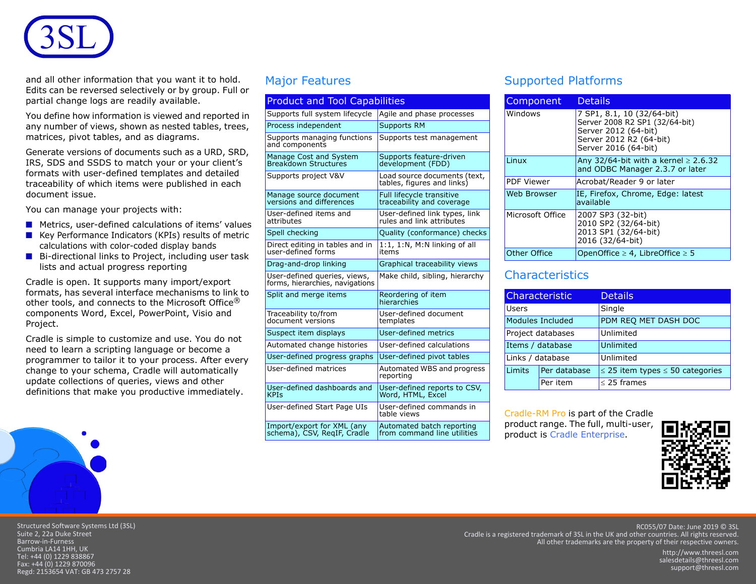and all other information that you want it to hold. Edits can be reversed selectively or by group. Full or partial change logs are readily available.

You define how information is viewed and reported in any number of views, shown as nested tables, trees, matrices, pivot tables, and as diagrams.

Generate versions of documents such as a URD, SRD, IRS, SDS and SSDS to match your or your client's formats with user-defined templates and detailed traceability of which items were published in each document issue.

You can manage your projects with:

- Metrics, user-defined calculations of items' values
- Key Performance Indicators (KPIs) results of metric calculations with color-coded display bands
- Bi-directional links to Project, including user task lists and actual progress reporting

Cradle is open. It supports many import/export formats, has several interface mechanisms to link to other tools, and connects to the Microsoft Office® components Word, Excel, PowerPoint, Visio and Project.

Cradle is simple to customize and use. You do not need to learn a scripting language or become a programmer to tailor it to your process. After every change to your schema, Cradle will automatically update collections of queries, views and other definitions that make you productive immediately.

## Major Features

| Product and Tool Capabilities | |
|---|---|
| Supports full system lifecycle | Agile and phase processes |
| Process independent | Supports RM |
| Supports managing functions and components | Supports test management |
| Manage Cost and System Breakdown Structures | Supports feature-driven development (FDD) |
| Supports project V&V | Load source documents (text, tables, figures and links) |
| Manage source document versions and differences | Full lifecycle transitive traceability and coverage |
| User-defined items and attributes | User-defined link types, link rules and link attributes |
| Spell checking | Quality (conformance) checks |
| Direct editing in tables and in user-defined forms | 1:1, 1:N, M:N linking of all items |
| Drag-and-drop linking | Graphical traceability views |
| User-defined queries, views, forms, hierarchies, navigations | Make child, sibling, hierarchy |
| Split and merge items | Reordering of item hierarchies |
| Traceability to/from document versions | User-defined document templates |
| Suspect item displays | User-defined metrics |
| Automated change histories | User-defined calculations |
| User-defined progress graphs | User-defined pivot tables |
| User-defined matrices | Automated WBS and progress reporting |
| User-defined dashboards and KPIs | User-defined reports to CSV, Word, HTML, Excel |
| User-defined Start Page UIs | User-defined commands in table views |
| Import/export for XML (any schema), CSV, ReqIF, Cradle | Automated batch reporting from command line utilities |

## Supported Platforms

| Component | Details |
|---|---|
| Windows | 7 SP1, 8.1, 10 (32/64-bit)<br>Server 2008 R2 SP1 (32/64-bit)<br>Server 2012 (64-bit)<br>Server 2012 R2 (64-bit)<br>Server 2016 (64-bit) |
| Linux | Any 32/64-bit with a kernel ≥ 2.6.32 and ODBC Manager 2.3.7 or later |
| PDF Viewer | Acrobat/Reader 9 or later |
| Web Browser | IE, Firefox, Chrome, Edge: latest available |
| Microsoft Office | 2007 SP3 (32-bit)<br>2010 SP2 (32/64-bit)<br>2013 SP1 (32/64-bit)<br>2016 (32/64-bit) |
| Other Office | OpenOffice ≥ 4, LibreOffice ≥ 5 |

## Characteristics

| Characteristic | | Details |
|---|---|---|
| Users | | Single |
| Modules Included | | PDM REQ MET DASH DOC |
| Project databases | | Unlimited |
| Items / database | | Unlimited |
| Links / database | | Unlimited |
| Limits | Per database | ≤ 25 item types ≤ 50 categories |
| | Per item | ≤ 25 frames |

Cradle-RM Pro is part of the Cradle product range. The full, multi-user, product is Cradle Enterprise.

Structured Software Systems Ltd (3SL)
Suite 2, 22a Duke Street
Barrow-in-Furness
Cumbria LA14 1HH, UK
Tel: +44 (0) 1229 838867
Fax: +44 (0) 1229 870096
Regd: 2153654 VAT: GB 473 2757 28

RC055/07 Date: June 2019 © 3SL
Cradle is a registered trademark of 3SL in the UK and other countries. All rights reserved.
All other trademarks are the property of their respective owners.

http://www.threesl.com
salesdetails@threesl.com
support@threesl.com